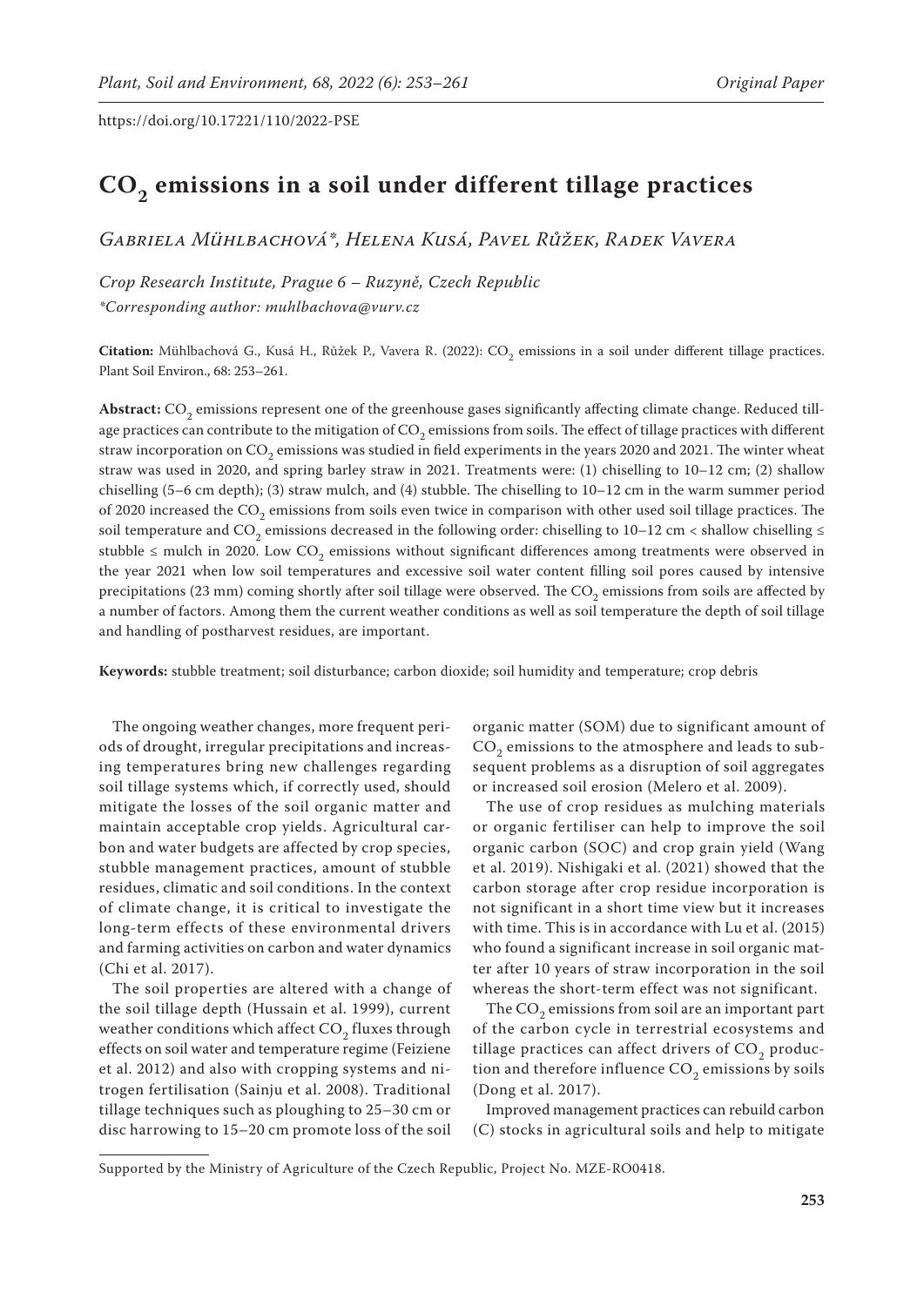# $CO_2$ emissions in a soil under different tillage practices

*Gabriela Mühlbachová\*, Helena Kusá, Pavel Růžek, Radek Vavera*

*Crop Research Institute, Prague 6 – Ruzyně, Czech Republic*
*\*Corresponding author: muhlbachova@vurv.cz*

**Citation:** Mühlbachová G., Kusá H., Růžek P., Vavera R. (2022): $CO_2$ emissions in a soil under different tillage practices. Plant Soil Environ., 68: 253–261.

**Abstract:** $CO_2$ emissions represent one of the greenhouse gases significantly affecting climate change. Reduced tillage practices can contribute to the mitigation of $CO_2$ emissions from soils. The effect of tillage practices with different straw incorporation on $CO_2$ emissions was studied in field experiments in the years 2020 and 2021. The winter wheat straw was used in 2020, and spring barley straw in 2021. Treatments were: (1) chiselling to 10–12 cm; (2) shallow chiselling (5–6 cm depth); (3) straw mulch, and (4) stubble. The chiselling to 10–12 cm in the warm summer period of 2020 increased the $CO_2$ emissions from soils even twice in comparison with other used soil tillage practices. The soil temperature and $CO_2$ emissions decreased in the following order: chiselling to 10–12 cm < shallow chiselling ≤ stubble ≤ mulch in 2020. Low $CO_2$ emissions without significant differences among treatments were observed in the year 2021 when low soil temperatures and excessive soil water content filling soil pores caused by intensive precipitations (23 mm) coming shortly after soil tillage were observed. The $CO_2$ emissions from soils are affected by a number of factors. Among them the current weather conditions as well as soil temperature the depth of soil tillage and handling of postharvest residues, are important.

**Keywords:** stubble treatment; soil disturbance; carbon dioxide; soil humidity and temperature; crop debris

The ongoing weather changes, more frequent periods of drought, irregular precipitations and increasing temperatures bring new challenges regarding soil tillage systems which, if correctly used, should mitigate the losses of the soil organic matter and maintain acceptable crop yields. Agricultural carbon and water budgets are affected by crop species, stubble management practices, amount of stubble residues, climatic and soil conditions. In the context of climate change, it is critical to investigate the long-term effects of these environmental drivers and farming activities on carbon and water dynamics (Chi et al. 2017).

The soil properties are altered with a change of the soil tillage depth (Hussain et al. 1999), current weather conditions which affect $CO_2$ fluxes through effects on soil water and temperature regime (Feiziene et al. 2012) and also with cropping systems and nitrogen fertilisation (Sainju et al. 2008). Traditional tillage techniques such as ploughing to 25–30 cm or disc harrowing to 15–20 cm promote loss of the soil organic matter (SOM) due to significant amount of $CO_2$ emissions to the atmosphere and leads to subsequent problems as a disruption of soil aggregates or increased soil erosion (Melero et al. 2009).

The use of crop residues as mulching materials or organic fertiliser can help to improve the soil organic carbon (SOC) and crop grain yield (Wang et al. 2019). Nishigaki et al. (2021) showed that the carbon storage after crop residue incorporation is not significant in a short time view but it increases with time. This is in accordance with Lu et al. (2015) who found a significant increase in soil organic matter after 10 years of straw incorporation in the soil whereas the short-term effect was not significant.

The $CO_2$ emissions from soil are an important part of the carbon cycle in terrestrial ecosystems and tillage practices can affect drivers of $CO_2$ production and therefore influence $CO_2$ emissions by soils (Dong et al. 2017).

Improved management practices can rebuild carbon (C) stocks in agricultural soils and help to mitigate

Supported by the Ministry of Agriculture of the Czech Republic, Project No. MZE-RO0418.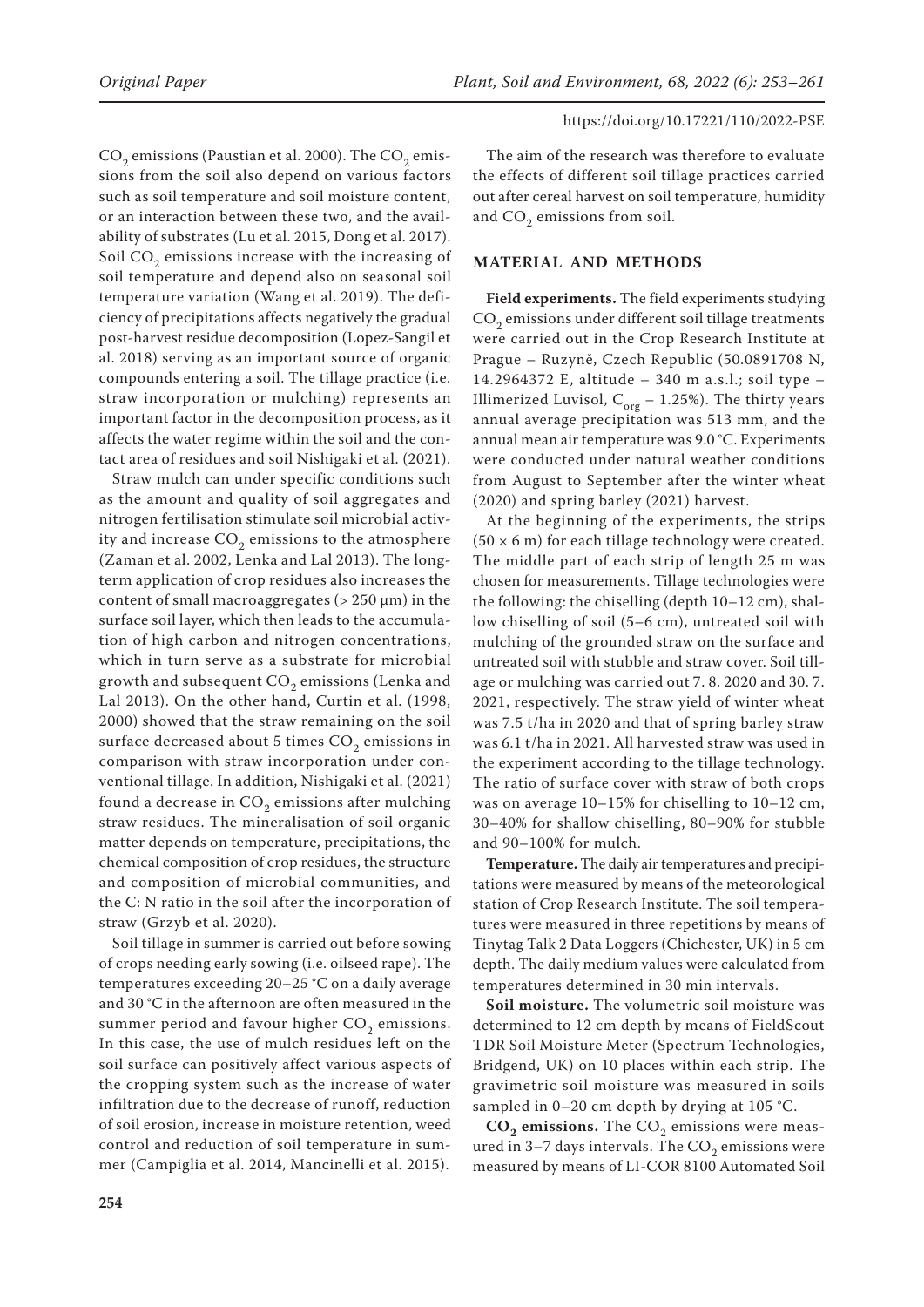$CO_2$ emissions (Paustian et al. 2000). The $CO_2$ emissions from the soil also depend on various factors such as soil temperature and soil moisture content, or an interaction between these two, and the availability of substrates (Lu et al. 2015, Dong et al. 2017). Soil $CO_2$ emissions increase with the increasing of soil temperature and depend also on seasonal soil temperature variation (Wang et al. 2019). The deficiency of precipitations affects negatively the gradual post-harvest residue decomposition (Lopez-Sangil et al. 2018) serving as an important source of organic compounds entering a soil. The tillage practice (i.e. straw incorporation or mulching) represents an important factor in the decomposition process, as it affects the water regime within the soil and the contact area of residues and soil Nishigaki et al. (2021).

Straw mulch can under specific conditions such as the amount and quality of soil aggregates and nitrogen fertilisation stimulate soil microbial activity and increase $CO_2$ emissions to the atmosphere (Zaman et al. 2002, Lenka and Lal 2013). The long-term application of crop residues also increases the content of small macroaggregates (> 250 μm) in the surface soil layer, which then leads to the accumulation of high carbon and nitrogen concentrations, which in turn serve as a substrate for microbial growth and subsequent $CO_2$ emissions (Lenka and Lal 2013). On the other hand, Curtin et al. (1998, 2000) showed that the straw remaining on the soil surface decreased about 5 times $CO_2$ emissions in comparison with straw incorporation under conventional tillage. In addition, Nishigaki et al. (2021) found a decrease in $CO_2$ emissions after mulching straw residues. The mineralisation of soil organic matter depends on temperature, precipitations, the chemical composition of crop residues, the structure and composition of microbial communities, and the C: N ratio in the soil after the incorporation of straw (Grzyb et al. 2020).

Soil tillage in summer is carried out before sowing of crops needing early sowing (i.e. oilseed rape). The temperatures exceeding 20–25 °C on a daily average and 30 °C in the afternoon are often measured in the summer period and favour higher $CO_2$ emissions. In this case, the use of mulch residues left on the soil surface can positively affect various aspects of the cropping system such as the increase of water infiltration due to the decrease of runoff, reduction of soil erosion, increase in moisture retention, weed control and reduction of soil temperature in summer (Campiglia et al. 2014, Mancinelli et al. 2015).

The aim of the research was therefore to evaluate the effects of different soil tillage practices carried out after cereal harvest on soil temperature, humidity and $CO_2$ emissions from soil.

## MATERIAL AND METHODS

**Field experiments.** The field experiments studying $CO_2$ emissions under different soil tillage treatments were carried out in the Crop Research Institute at Prague – Ruzyně, Czech Republic (50.0891708 N, 14.2964372 E, altitude – 340 m a.s.l.; soil type – Illimerized Luvisol, $C_{org}$ – 1.25%). The thirty years annual average precipitation was 513 mm, and the annual mean air temperature was 9.0 °C. Experiments were conducted under natural weather conditions from August to September after the winter wheat (2020) and spring barley (2021) harvest.

At the beginning of the experiments, the strips (50 × 6 m) for each tillage technology were created. The middle part of each strip of length 25 m was chosen for measurements. Tillage technologies were the following: the chiselling (depth 10–12 cm), shallow chiselling of soil (5–6 cm), untreated soil with mulching of the grounded straw on the surface and untreated soil with stubble and straw cover. Soil tillage or mulching was carried out 7. 8. 2020 and 30. 7. 2021, respectively. The straw yield of winter wheat was 7.5 t/ha in 2020 and that of spring barley straw was 6.1 t/ha in 2021. All harvested straw was used in the experiment according to the tillage technology. The ratio of surface cover with straw of both crops was on average 10–15% for chiselling to 10–12 cm, 30–40% for shallow chiselling, 80–90% for stubble and 90–100% for mulch.

**Temperature.** The daily air temperatures and precipitations were measured by means of the meteorological station of Crop Research Institute. The soil temperatures were measured in three repetitions by means of Tinytag Talk 2 Data Loggers (Chichester, UK) in 5 cm depth. The daily medium values were calculated from temperatures determined in 30 min intervals.

**Soil moisture.** The volumetric soil moisture was determined to 12 cm depth by means of FieldScout TDR Soil Moisture Meter (Spectrum Technologies, Bridgend, UK) on 10 places within each strip. The gravimetric soil moisture was measured in soils sampled in 0–20 cm depth by drying at 105 °C.

**$CO_2$ emissions.** The $CO_2$ emissions were measured in 3–7 days intervals. The $CO_2$ emissions were measured by means of LI-COR 8100 Automated Soil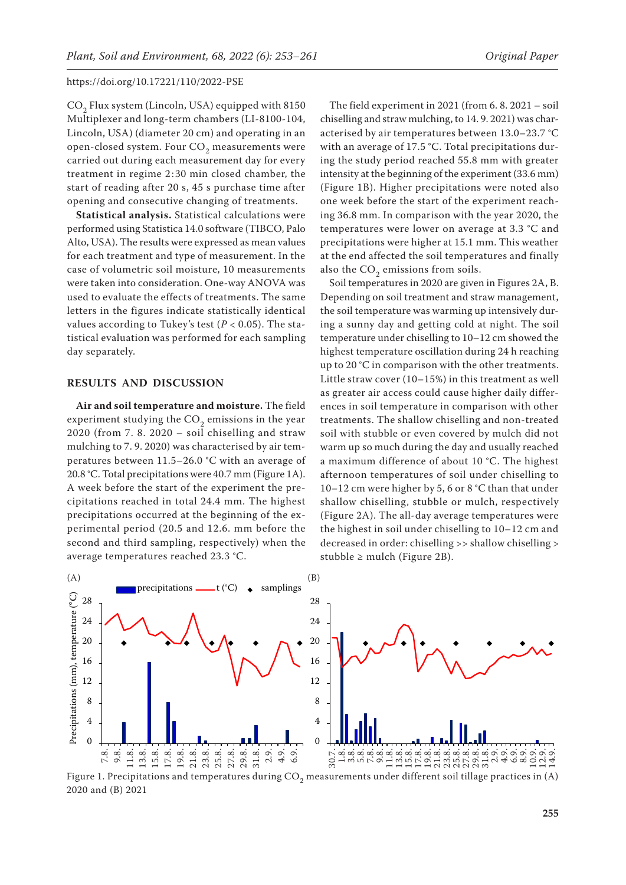$CO_2$ Flux system (Lincoln, USA) equipped with 8150 Multiplexer and long-term chambers (LI-8100-104, Lincoln, USA) (diameter 20 cm) and operating in an open-closed system. Four $CO_2$ measurements were carried out during each measurement day for every treatment in regime 2:30 min closed chamber, the start of reading after 20 s, 45 s purchase time after opening and consecutive changing of treatments.

**Statistical analysis.** Statistical calculations were performed using Statistica 14.0 software (TIBCO, Palo Alto, USA). The results were expressed as mean values for each treatment and type of measurement. In the case of volumetric soil moisture, 10 measurements were taken into consideration. One-way ANOVA was used to evaluate the effects of treatments. The same letters in the figures indicate statistically identical values according to Tukey's test ($P < 0.05$). The statistical evaluation was performed for each sampling day separately.

## RESULTS AND DISCUSSION

**Air and soil temperature and moisture.** The field experiment studying the $CO_2$ emissions in the year 2020 (from 7. 8. 2020 – soil chiselling and straw mulching to 7. 9. 2020) was characterised by air temperatures between 11.5–26.0 °C with an average of 20.8 °C. Total precipitations were 40.7 mm (Figure 1A). A week before the start of the experiment the precipitations reached in total 24.4 mm. The highest precipitations occurred at the beginning of the experimental period (20.5 and 12.6. mm before the second and third sampling, respectively) when the average temperatures reached 23.3 °C.

The field experiment in 2021 (from 6. 8. 2021 – soil chiselling and straw mulching, to 14. 9. 2021) was characterised by air temperatures between 13.0–23.7 °C with an average of 17.5 °C. Total precipitations during the study period reached 55.8 mm with greater intensity at the beginning of the experiment (33.6 mm) (Figure 1B). Higher precipitations were noted also one week before the start of the experiment reaching 36.8 mm. In comparison with the year 2020, the temperatures were lower on average at 3.3 °C and precipitations were higher at 15.1 mm. This weather at the end affected the soil temperatures and finally also the $CO_2$ emissions from soils.

Soil temperatures in 2020 are given in Figures 2A, B. Depending on soil treatment and straw management, the soil temperature was warming up intensively during a sunny day and getting cold at night. The soil temperature under chiselling to 10–12 cm showed the highest temperature oscillation during 24 h reaching up to 20 °C in comparison with the other treatments. Little straw cover (10–15%) in this treatment as well as greater air access could cause higher daily differences in soil temperature in comparison with other treatments. The shallow chiselling and non-treated soil with stubble or even covered by mulch did not warm up so much during the day and usually reached a maximum difference of about 10 °C. The highest afternoon temperatures of soil under chiselling to 10–12 cm were higher by 5, 6 or 8 °C than that under shallow chiselling, stubble or mulch, respectively (Figure 2A). The all-day average temperatures were the highest in soil under chiselling to 10–12 cm and decreased in order: chiselling >> shallow chiselling > stubble ≥ mulch (Figure 2B).

Figure 1. Precipitations and temperatures during $CO_2$ measurements under different soil tillage practices in (A) 2020 and (B) 2021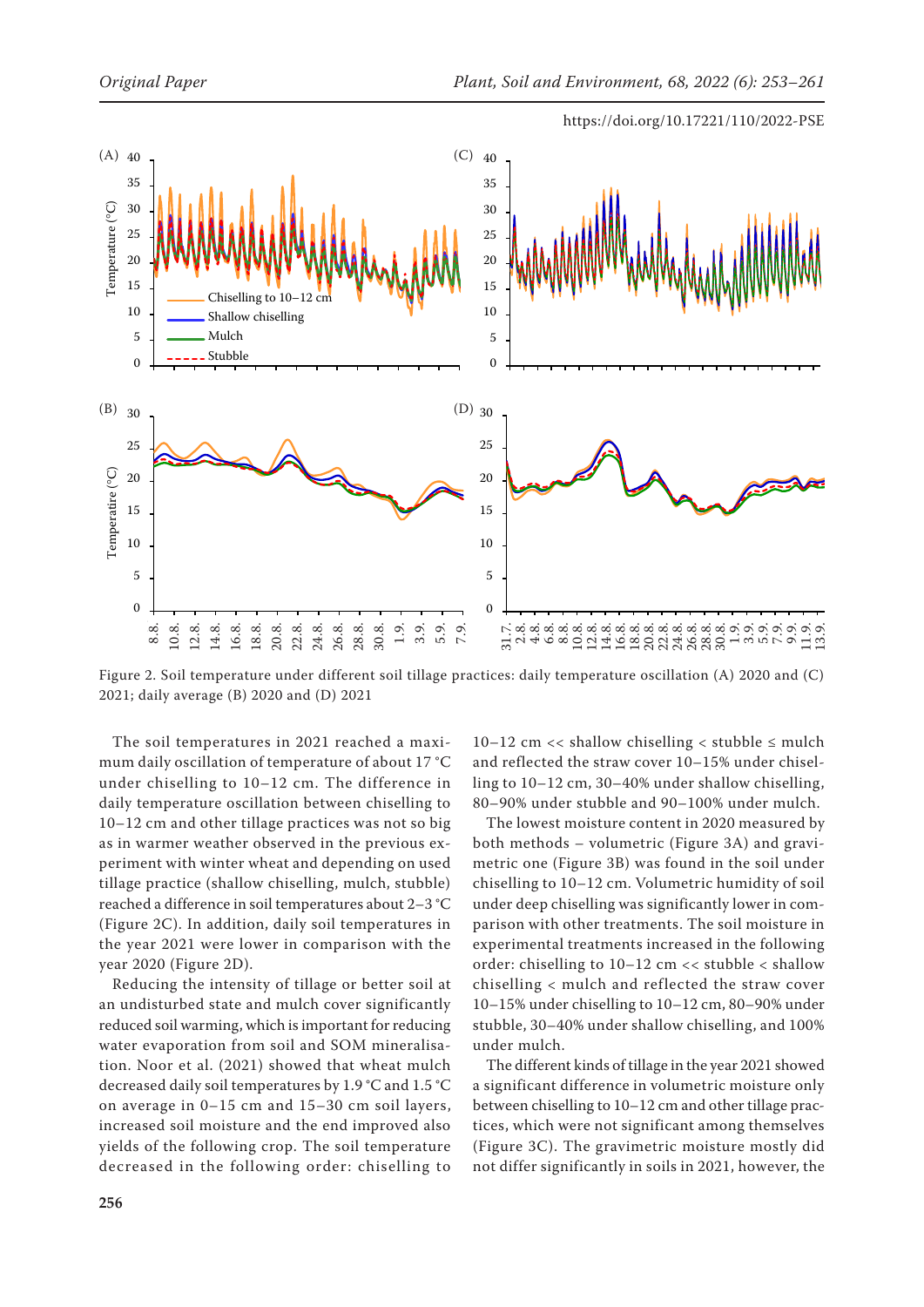Figure 2. Soil temperature under different soil tillage practices: daily temperature oscillation (A) 2020 and (C) 2021; daily average (B) 2020 and (D) 2021

The soil temperatures in 2021 reached a maximum daily oscillation of temperature of about 17 °C under chiselling to 10–12 cm. The difference in daily temperature oscillation between chiselling to 10–12 cm and other tillage practices was not so big as in warmer weather observed in the previous experiment with winter wheat and depending on used tillage practice (shallow chiselling, mulch, stubble) reached a difference in soil temperatures about 2–3 °C (Figure 2C). In addition, daily soil temperatures in the year 2021 were lower in comparison with the year 2020 (Figure 2D).

Reducing the intensity of tillage or better soil at an undisturbed state and mulch cover significantly reduced soil warming, which is important for reducing water evaporation from soil and SOM mineralisation. Noor et al. (2021) showed that wheat mulch decreased daily soil temperatures by 1.9 °C and 1.5 °C on average in 0–15 cm and 15–30 cm soil layers, increased soil moisture and the end improved also yields of the following crop. The soil temperature decreased in the following order: chiselling to 10–12 cm << shallow chiselling < stubble ≤ mulch and reflected the straw cover 10–15% under chiselling to 10–12 cm, 30–40% under shallow chiselling, 80–90% under stubble and 90–100% under mulch.

The lowest moisture content in 2020 measured by both methods – volumetric (Figure 3A) and gravimetric one (Figure 3B) was found in the soil under chiselling to 10–12 cm. Volumetric humidity of soil under deep chiselling was significantly lower in comparison with other treatments. The soil moisture in experimental treatments increased in the following order: chiselling to 10–12 cm << stubble < shallow chiselling < mulch and reflected the straw cover 10–15% under chiselling to 10–12 cm, 80–90% under stubble, 30–40% under shallow chiselling, and 100% under mulch.

The different kinds of tillage in the year 2021 showed a significant difference in volumetric moisture only between chiselling to 10–12 cm and other tillage practices, which were not significant among themselves (Figure 3C). The gravimetric moisture mostly did not differ significantly in soils in 2021, however, the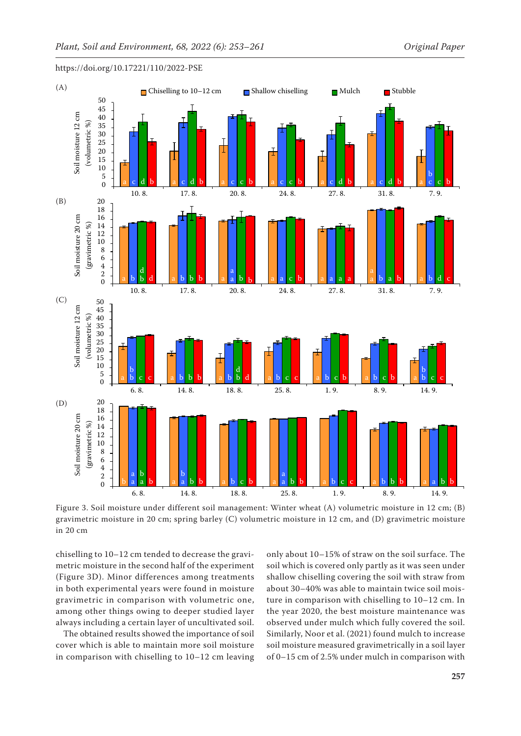https://doi.org/10.17221/110/2022-PSE

Figure 3. Soil moisture under different soil management: Winter wheat (A) volumetric moisture in 12 cm; (B) gravimetric moisture in 20 cm; spring barley (C) volumetric moisture in 12 cm, and (D) gravimetric moisture in 20 cm

chiselling to 10–12 cm tended to decrease the gravimetric moisture in the second half of the experiment (Figure 3D). Minor differences among treatments in both experimental years were found in moisture gravimetric in comparison with volumetric one, among other things owing to deeper studied layer always including a certain layer of uncultivated soil.

The obtained results showed the importance of soil cover which is able to maintain more soil moisture in comparison with chiselling to 10–12 cm leaving only about 10–15% of straw on the soil surface. The soil which is covered only partly as it was seen under shallow chiselling covering the soil with straw from about 30–40% was able to maintain twice soil moisture in comparison with chiselling to 10–12 cm. In the year 2020, the best moisture maintenance was observed under mulch which fully covered the soil. Similarly, Noor et al. (2021) found mulch to increase soil moisture measured gravimetrically in a soil layer of 0–15 cm of 2.5% under mulch in comparison with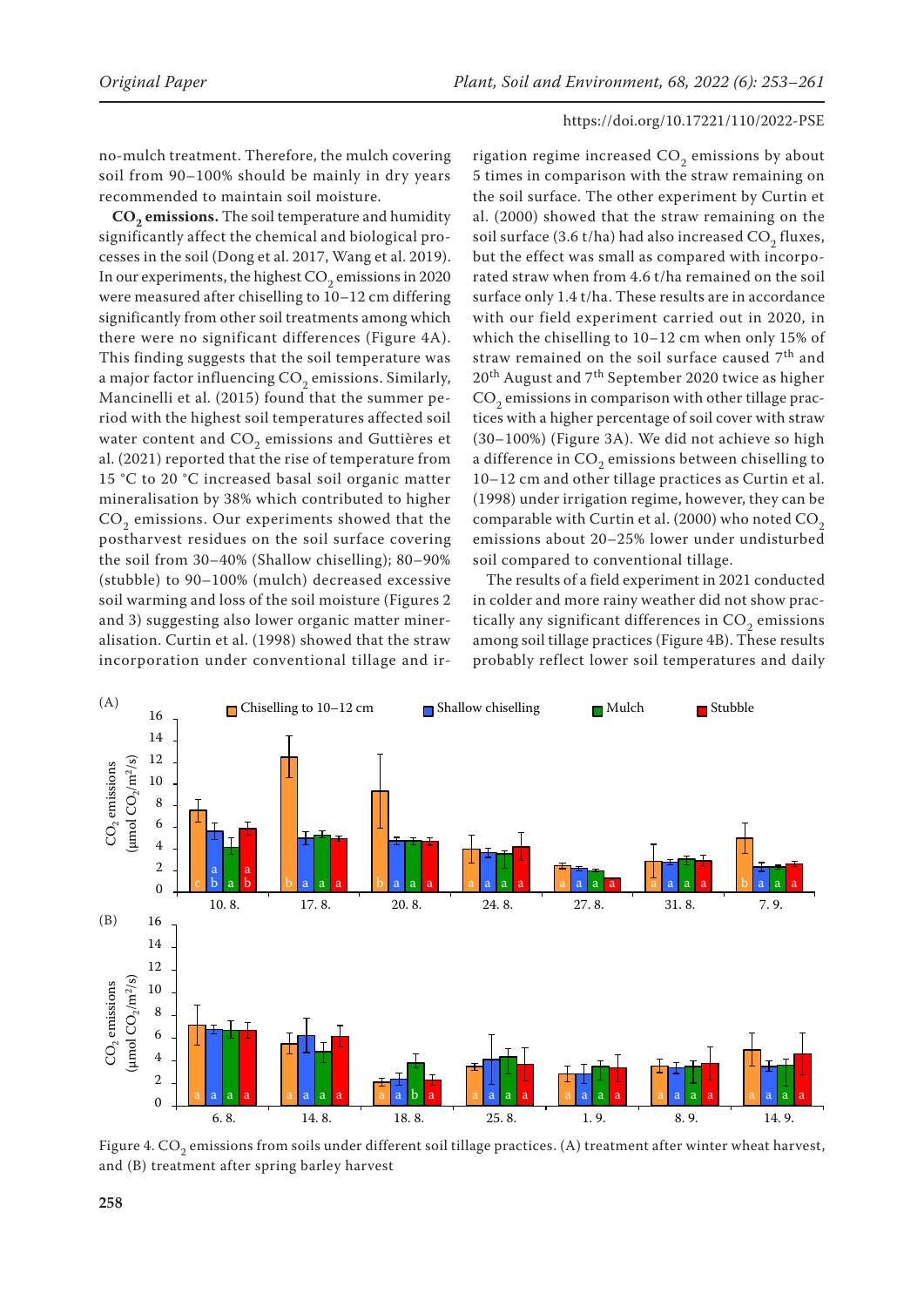no-mulch treatment. Therefore, the mulch covering soil from 90–100% should be mainly in dry years recommended to maintain soil moisture.

**$CO_2$ emissions.** The soil temperature and humidity significantly affect the chemical and biological processes in the soil (Dong et al. 2017, Wang et al. 2019). In our experiments, the highest $CO_2$ emissions in 2020 were measured after chiselling to 10–12 cm differing significantly from other soil treatments among which there were no significant differences (Figure 4A). This finding suggests that the soil temperature was a major factor influencing $CO_2$ emissions. Similarly, Mancinelli et al. (2015) found that the summer period with the highest soil temperatures affected soil water content and $CO_2$ emissions and Guttières et al. (2021) reported that the rise of temperature from 15 °C to 20 °C increased basal soil organic matter mineralisation by 38% which contributed to higher $CO_2$ emissions. Our experiments showed that the postharvest residues on the soil surface covering the soil from 30–40% (Shallow chiselling); 80–90% (stubble) to 90–100% (mulch) decreased excessive soil warming and loss of the soil moisture (Figures 2 and 3) suggesting also lower organic matter mineralisation. Curtin et al. (1998) showed that the straw incorporation under conventional tillage and irrigation regime increased $CO_2$ emissions by about 5 times in comparison with the straw remaining on the soil surface. The other experiment by Curtin et al. (2000) showed that the straw remaining on the soil surface (3.6 t/ha) had also increased $CO_2$ fluxes, but the effect was small as compared with incorporated straw when from 4.6 t/ha remained on the soil surface only 1.4 t/ha. These results are in accordance with our field experiment carried out in 2020, in which the chiselling to 10–12 cm when only 15% of straw remained on the soil surface caused 7th and 20th August and 7th September 2020 twice as higher $CO_2$ emissions in comparison with other tillage practices with a higher percentage of soil cover with straw (30–100%) (Figure 3A). We did not achieve so high a difference in $CO_2$ emissions between chiselling to 10–12 cm and other tillage practices as Curtin et al. (1998) under irrigation regime, however, they can be comparable with Curtin et al. (2000) who noted $CO_2$ emissions about 20–25% lower under undisturbed soil compared to conventional tillage.

The results of a field experiment in 2021 conducted in colder and more rainy weather did not show practically any significant differences in $CO_2$ emissions among soil tillage practices (Figure 4B). These results probably reflect lower soil temperatures and daily

Figure 4. $CO_2$ emissions from soils under different soil tillage practices. (A) treatment after winter wheat harvest, and (B) treatment after spring barley harvest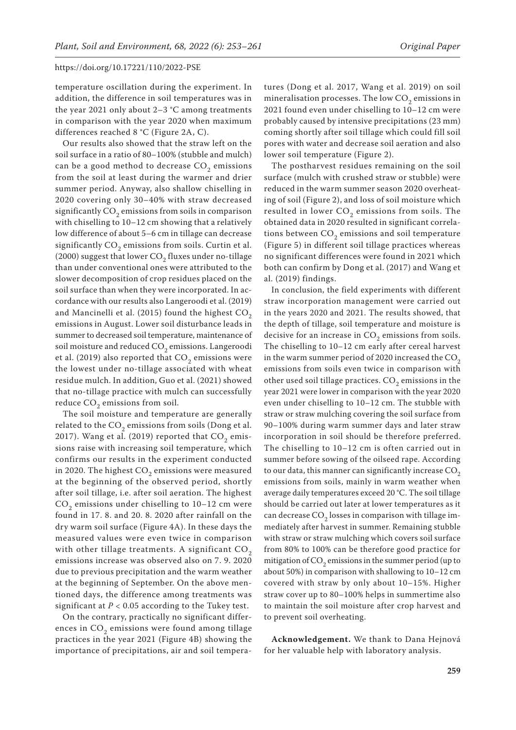temperature oscillation during the experiment. In addition, the difference in soil temperatures was in the year 2021 only about 2–3 °C among treatments in comparison with the year 2020 when maximum differences reached 8 °C (Figure 2A, C).

Our results also showed that the straw left on the soil surface in a ratio of 80–100% (stubble and mulch) can be a good method to decrease $CO_2$ emissions from the soil at least during the warmer and drier summer period. Anyway, also shallow chiselling in 2020 covering only 30–40% with straw decreased significantly $CO_2$ emissions from soils in comparison with chiselling to 10–12 cm showing that a relatively low difference of about 5–6 cm in tillage can decrease significantly $CO_2$ emissions from soils. Curtin et al. (2000) suggest that lower $CO_2$ fluxes under no-tillage than under conventional ones were attributed to the slower decomposition of crop residues placed on the soil surface than when they were incorporated. In accordance with our results also Langeroodi et al. (2019) and Mancinelli et al. (2015) found the highest $CO_2$ emissions in August. Lower soil disturbance leads in summer to decreased soil temperature, maintenance of soil moisture and reduced $CO_2$ emissions. Langeroodi et al. (2019) also reported that $CO_2$ emissions were the lowest under no-tillage associated with wheat residue mulch. In addition, Guo et al. (2021) showed that no-tillage practice with mulch can successfully reduce $CO_2$ emissions from soil.

The soil moisture and temperature are generally related to the $CO_2$ emissions from soils (Dong et al. 2017). Wang et al. (2019) reported that $CO_2$ emissions raise with increasing soil temperature, which confirms our results in the experiment conducted in 2020. The highest $CO_2$ emissions were measured at the beginning of the observed period, shortly after soil tillage, i.e. after soil aeration. The highest $CO_2$ emissions under chiselling to 10–12 cm were found in 17. 8. and 20. 8. 2020 after rainfall on the dry warm soil surface (Figure 4A). In these days the measured values were even twice in comparison with other tillage treatments. A significant $CO_2$ emissions increase was observed also on 7. 9. 2020 due to previous precipitation and the warm weather at the beginning of September. On the above mentioned days, the difference among treatments was significant at $P < 0.05$ according to the Tukey test.

On the contrary, practically no significant differences in $CO_2$ emissions were found among tillage practices in the year 2021 (Figure 4B) showing the importance of precipitations, air and soil temperatures (Dong et al. 2017, Wang et al. 2019) on soil mineralisation processes. The low $CO_2$ emissions in 2021 found even under chiselling to 10–12 cm were probably caused by intensive precipitations (23 mm) coming shortly after soil tillage which could fill soil pores with water and decrease soil aeration and also lower soil temperature (Figure 2).

The postharvest residues remaining on the soil surface (mulch with crushed straw or stubble) were reduced in the warm summer season 2020 overheating of soil (Figure 2), and loss of soil moisture which resulted in lower $CO_2$ emissions from soils. The obtained data in 2020 resulted in significant correlations between $CO_2$ emissions and soil temperature (Figure 5) in different soil tillage practices whereas no significant differences were found in 2021 which both can confirm by Dong et al. (2017) and Wang et al. (2019) findings.

In conclusion, the field experiments with different straw incorporation management were carried out in the years 2020 and 2021. The results showed, that the depth of tillage, soil temperature and moisture is decisive for an increase in $CO_2$ emissions from soils. The chiselling to 10–12 cm early after cereal harvest in the warm summer period of 2020 increased the $CO_2$ emissions from soils even twice in comparison with other used soil tillage practices. $CO_2$ emissions in the year 2021 were lower in comparison with the year 2020 even under chiselling to 10–12 cm. The stubble with straw or straw mulching covering the soil surface from 90–100% during warm summer days and later straw incorporation in soil should be therefore preferred. The chiselling to 10–12 cm is often carried out in summer before sowing of the oilseed rape. According to our data, this manner can significantly increase $CO_2$ emissions from soils, mainly in warm weather when average daily temperatures exceed 20 °C. The soil tillage should be carried out later at lower temperatures as it can decrease $CO_2$ losses in comparison with tillage immediately after harvest in summer. Remaining stubble with straw or straw mulching which covers soil surface from 80% to 100% can be therefore good practice for mitigation of $CO_2$ emissions in the summer period (up to about 50%) in comparison with shallowing to 10–12 cm covered with straw by only about 10–15%. Higher straw cover up to 80–100% helps in summertime also to maintain the soil moisture after crop harvest and to prevent soil overheating.

**Acknowledgement.** We thank to Dana Hejnová for her valuable help with laboratory analysis.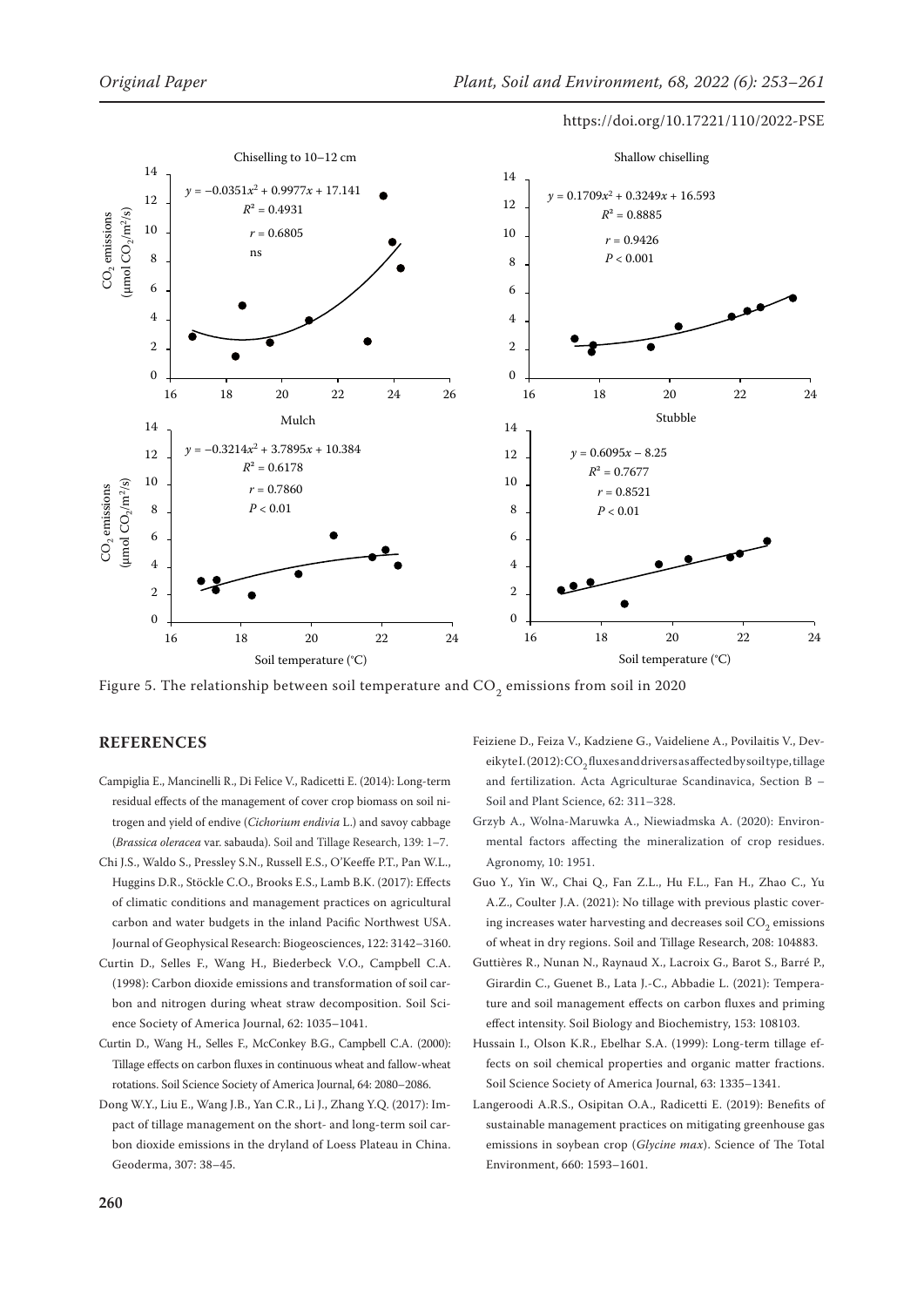Figure 5. The relationship between soil temperature and $CO_2$ emissions from soil in 2020

## REFERENCES

Campiglia E., Mancinelli R., Di Felice V., Radicetti E. (2014): Long-term residual effects of the management of cover crop biomass on soil nitrogen and yield of endive (*Cichorium endivia* L.) and savoy cabbage (*Brassica oleracea* var. sabauda). Soil and Tillage Research, 139: 1–7.

Chi J.S., Waldo S., Pressley S.N., Russell E.S., O'Keeffe P.T., Pan W.L., Huggins D.R., Stöckle C.O., Brooks E.S., Lamb B.K. (2017): Effects of climatic conditions and management practices on agricultural carbon and water budgets in the inland Pacific Northwest USA. Journal of Geophysical Research: Biogeosciences, 122: 3142–3160.

Curtin D., Selles F., Wang H., Biederbeck V.O., Campbell C.A. (1998): Carbon dioxide emissions and transformation of soil carbon and nitrogen during wheat straw decomposition. Soil Science Society of America Journal, 62: 1035–1041.

Curtin D., Wang H., Selles F., McConkey B.G., Campbell C.A. (2000): Tillage effects on carbon fluxes in continuous wheat and fallow-wheat rotations. Soil Science Society of America Journal, 64: 2080–2086.

Dong W.Y., Liu E., Wang J.B., Yan C.R., Li J., Zhang Y.Q. (2017): Impact of tillage management on the short- and long-term soil carbon dioxide emissions in the dryland of Loess Plateau in China. Geoderma, 307: 38–45.

Feiziene D., Feiza V., Kadziene G., Vaideliene A., Povilaitis V., Deveikyte I. (2012): $CO_2$ fluxes and drivers as affected by soil type, tillage and fertilization. Acta Agriculturae Scandinavica, Section B – Soil and Plant Science, 62: 311–328.

Grzyb A., Wolna-Maruwka A., Niewiadmska A. (2020): Environmental factors affecting the mineralization of crop residues. Agronomy, 10: 1951.

Guo Y., Yin W., Chai Q., Fan Z.L., Hu F.L., Fan H., Zhao C., Yu A.Z., Coulter J.A. (2021): No tillage with previous plastic covering increases water harvesting and decreases soil $CO_2$ emissions of wheat in dry regions. Soil and Tillage Research, 208: 104883.

Guttières R., Nunan N., Raynaud X., Lacroix G., Barot S., Barré P., Girardin C., Guenet B., Lata J.-C., Abbadie L. (2021): Temperature and soil management effects on carbon fluxes and priming effect intensity. Soil Biology and Biochemistry, 153: 108103.

Hussain I., Olson K.R., Ebelhar S.A. (1999): Long-term tillage effects on soil chemical properties and organic matter fractions. Soil Science Society of America Journal, 63: 1335–1341.

Langeroodi A.R.S., Osipitan O.A., Radicetti E. (2019): Benefits of sustainable management practices on mitigating greenhouse gas emissions in soybean crop (*Glycine max*). Science of The Total Environment, 660: 1593–1601.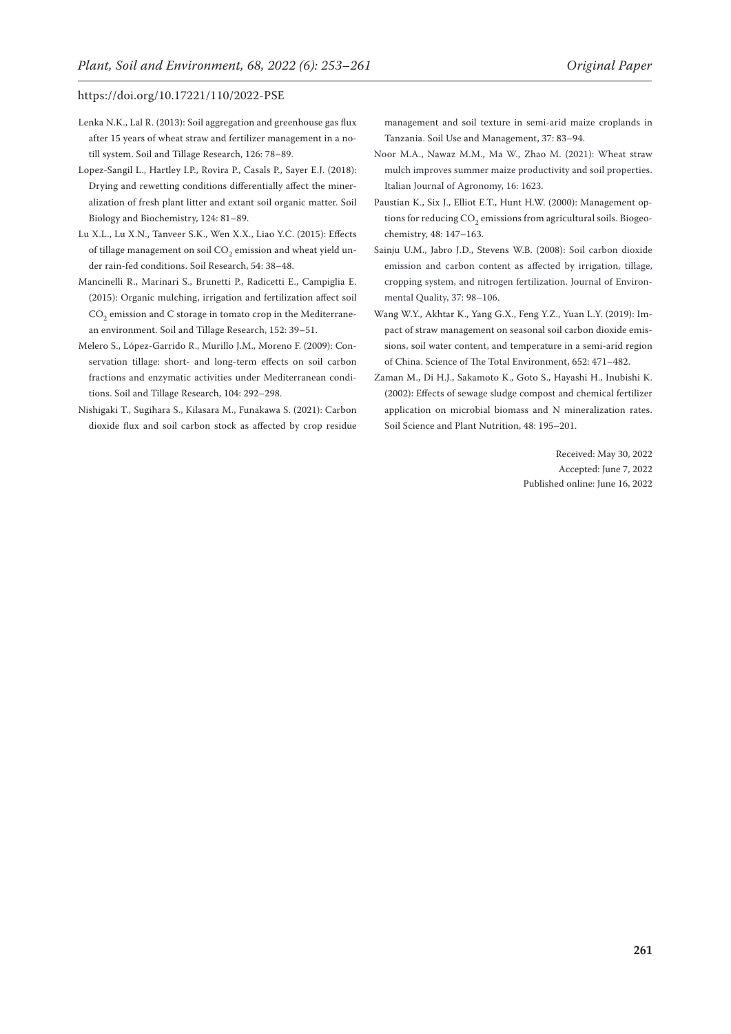Lenka N.K., Lal R. (2013): Soil aggregation and greenhouse gas flux after 15 years of wheat straw and fertilizer management in a no-till system. Soil and Tillage Research, 126: 78–89.

Lopez-Sangil L., Hartley I.P., Rovira P., Casals P., Sayer E.J. (2018): Drying and rewetting conditions differentially affect the mineralization of fresh plant litter and extant soil organic matter. Soil Biology and Biochemistry, 124: 81–89.

Lu X.L., Lu X.N., Tanveer S.K., Wen X.X., Liao Y.C. (2015): Effects of tillage management on soil $CO_2$ emission and wheat yield under rain-fed conditions. Soil Research, 54: 38–48.

Mancinelli R., Marinari S., Brunetti P., Radicetti E., Campiglia E. (2015): Organic mulching, irrigation and fertilization affect soil $CO_2$ emission and C storage in tomato crop in the Mediterranean environment. Soil and Tillage Research, 152: 39–51.

Melero S., López-Garrido R., Murillo J.M., Moreno F. (2009): Conservation tillage: short- and long-term effects on soil carbon fractions and enzymatic activities under Mediterranean conditions. Soil and Tillage Research, 104: 292–298.

Nishigaki T., Sugihara S., Kilasara M., Funakawa S. (2021): Carbon dioxide flux and soil carbon stock as affected by crop residue management and soil texture in semi-arid maize croplands in Tanzania. Soil Use and Management, 37: 83–94.

Noor M.A., Nawaz M.M., Ma W., Zhao M. (2021): Wheat straw mulch improves summer maize productivity and soil properties. Italian Journal of Agronomy, 16: 1623.

Paustian K., Six J., Elliot E.T., Hunt H.W. (2000): Management options for reducing $CO_2$ emissions from agricultural soils. Biogeochemistry, 48: 147–163.

Sainju U.M., Jabro J.D., Stevens W.B. (2008): Soil carbon dioxide emission and carbon content as affected by irrigation, tillage, cropping system, and nitrogen fertilization. Journal of Environmental Quality, 37: 98–106.

Wang W.Y., Akhtar K., Yang G.X., Feng Y.Z., Yuan L.Y. (2019): Impact of straw management on seasonal soil carbon dioxide emissions, soil water content, and temperature in a semi-arid region of China. Science of The Total Environment, 652: 471–482.

Zaman M., Di H.J., Sakamoto K., Goto S., Hayashi H., Inubishi K. (2002): Effects of sewage sludge compost and chemical fertilizer application on microbial biomass and N mineralization rates. Soil Science and Plant Nutrition, 48: 195–201.

Received: May 30, 2022
Accepted: June 7, 2022
Published online: June 16, 2022